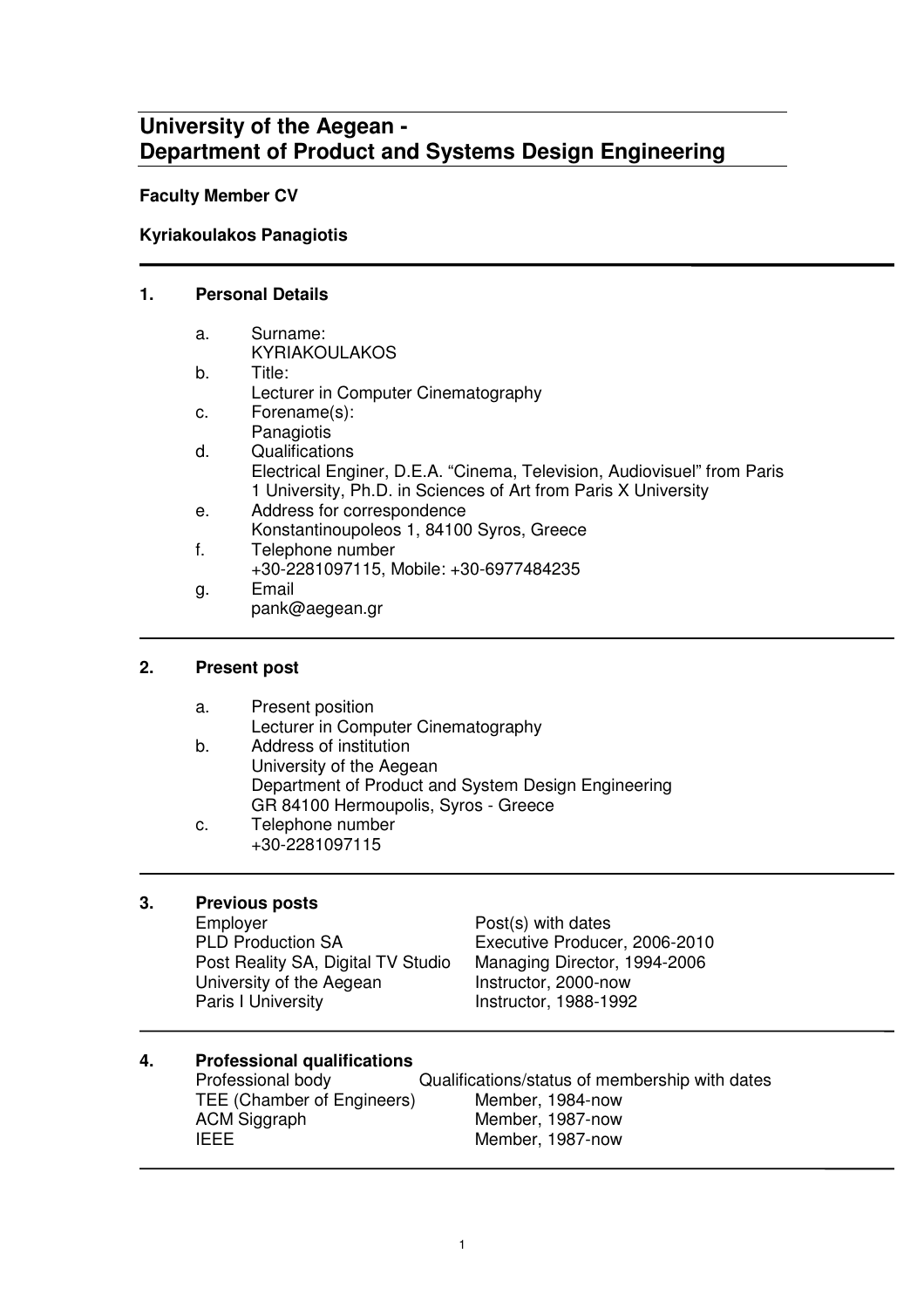# University of the Aegean - Department of Product and Systems Design Engineering

**Faculty Member CV**

**Kyriakoulakos Panagiotis**

---

## 1. Personal Details

a. Surname:
KYRIAKOULAKOS

b. Title:
Lecturer in Computer Cinematography

c. Forename(s):
Panagiotis

d. Qualifications
Electrical Enginer, D.E.A. “Cinema, Television, Audiovisuel” from Paris 1 University, Ph.D. in Sciences of Art from Paris X University

e. Address for correspondence
Konstantinoupoleos 1, 84100 Syros, Greece

f. Telephone number
+30-2281097115, Mobile: +30-6977484235

g. Email
pank@aegean.gr

---

## 2. Present post

a. Present position
Lecturer in Computer Cinematography

b. Address of institution
University of the Aegean
Department of Product and System Design Engineering
GR 84100 Hermoupolis, Syros - Greece

c. Telephone number
+30-2281097115

---

## 3. Previous posts

| Employer | Post(s) with dates |
| --- | --- |
| PLD Production SA | Executive Producer, 2006-2010 |
| Post Reality SA, Digital TV Studio | Managing Director, 1994-2006 |
| University of the Aegean | Instructor, 2000-now |
| Paris I University | Instructor, 1988-1992 |

---

## 4. Professional qualifications

| Professional body | Qualifications/status of membership with dates |
| --- | --- |
| TEE (Chamber of Engineers) | Member, 1984-now |
| ACM Siggraph | Member, 1987-now |
| IEEE | Member, 1987-now |

---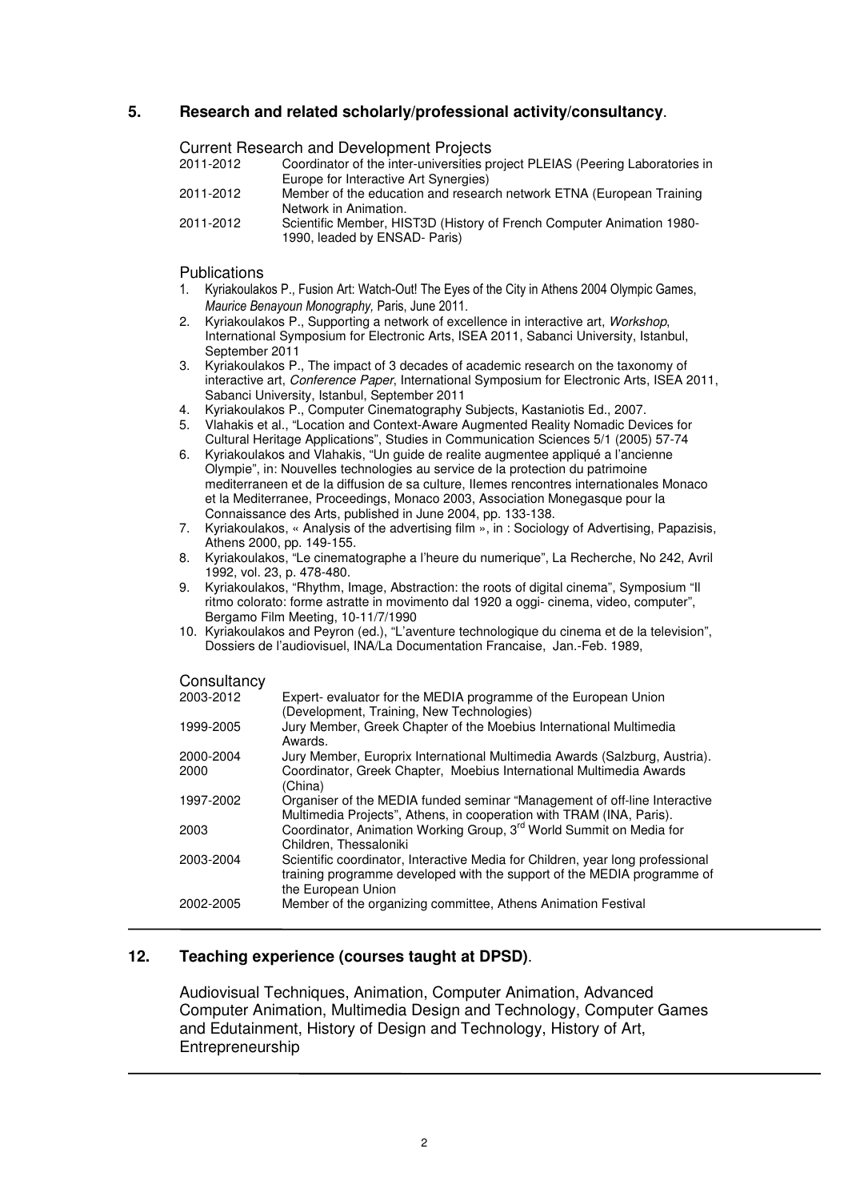## 5. Research and related scholarly/professional activity/consultancy.

### Current Research and Development Projects

| | |
|---|---|
| 2011-2012 | Coordinator of the inter-universities project PLEIAS (Peering Laboratories in Europe for Interactive Art Synergies) |
| 2011-2012 | Member of the education and research network ETNA (European Training Network in Animation. |
| 2011-2012 | Scientific Member, HIST3D (History of French Computer Animation 1980-1990, leaded by ENSAD- Paris) |

### Publications

1. Kyriakoulakos P., Fusion Art: Watch-Out! The Eyes of the City in Athens 2004 Olympic Games, *Maurice Benayoun Monography,* Paris, June 2011.
2. Kyriakoulakos P., Supporting a network of excellence in interactive art, *Workshop*, International Symposium for Electronic Arts, ISEA 2011, Sabanci University, Istanbul, September 2011
3. Kyriakoulakos P., The impact of 3 decades of academic research on the taxonomy of interactive art, *Conference Paper*, International Symposium for Electronic Arts, ISEA 2011, Sabanci University, Istanbul, September 2011
4. Kyriakoulakos P., Computer Cinematography Subjects, Kastaniotis Ed., 2007.
5. Vlahakis et al., "Location and Context-Aware Augmented Reality Nomadic Devices for Cultural Heritage Applications", Studies in Communication Sciences 5/1 (2005) 57-74
6. Kyriakoulakos and Vlahakis, "Un guide de realite augmentee appliqué a l'ancienne Olympie", in: Nouvelles technologies au service de la protection du patrimoine mediterraneen et de la diffusion de sa culture, IIemes rencontres internationales Monaco et la Mediterranee, Proceedings, Monaco 2003, Association Monegasque pour la Connaissance des Arts, published in June 2004, pp. 133-138.
7. Kyriakoulakos, « Analysis of the advertising film », in : Sociology of Advertising, Papazisis, Athens 2000, pp. 149-155.
8. Kyriakoulakos, "Le cinematographe a l'heure du numerique", La Recherche, No 242, Avril 1992, vol. 23, p. 478-480.
9. Kyriakoulakos, "Rhythm, Image, Abstraction: the roots of digital cinema", Symposium "Il ritmo colorato: forme astratte in movimento dal 1920 a oggi- cinema, video, computer", Bergamo Film Meeting, 10-11/7/1990
10. Kyriakoulakos and Peyron (ed.), "L'aventure technologique du cinema et de la television", Dossiers de l'audiovisuel, INA/La Documentation Francaise, Jan.-Feb. 1989,

### Consultancy

| | |
|---|---|
| 2003-2012 | Expert- evaluator for the MEDIA programme of the European Union (Development, Training, New Technologies) |
| 1999-2005 | Jury Member, Greek Chapter of the Moebius International Multimedia Awards. |
| 2000-2004 | Jury Member, Europrix International Multimedia Awards (Salzburg, Austria). |
| 2000 | Coordinator, Greek Chapter, Moebius International Multimedia Awards (China) |
| 1997-2002 | Organiser of the MEDIA funded seminar "Management of off-line Interactive Multimedia Projects", Athens, in cooperation with TRAM (INA, Paris). |
| 2003 | Coordinator, Animation Working Group, 3rd World Summit on Media for Children, Thessaloniki |
| 2003-2004 | Scientific coordinator, Interactive Media for Children, year long professional training programme developed with the support of the MEDIA programme of the European Union |
| 2002-2005 | Member of the organizing committee, Athens Animation Festival |

## 12. Teaching experience (courses taught at DPSD).

Audiovisual Techniques, Animation, Computer Animation, Advanced Computer Animation, Multimedia Design and Technology, Computer Games and Edutainment, History of Design and Technology, History of Art, Entrepreneurship